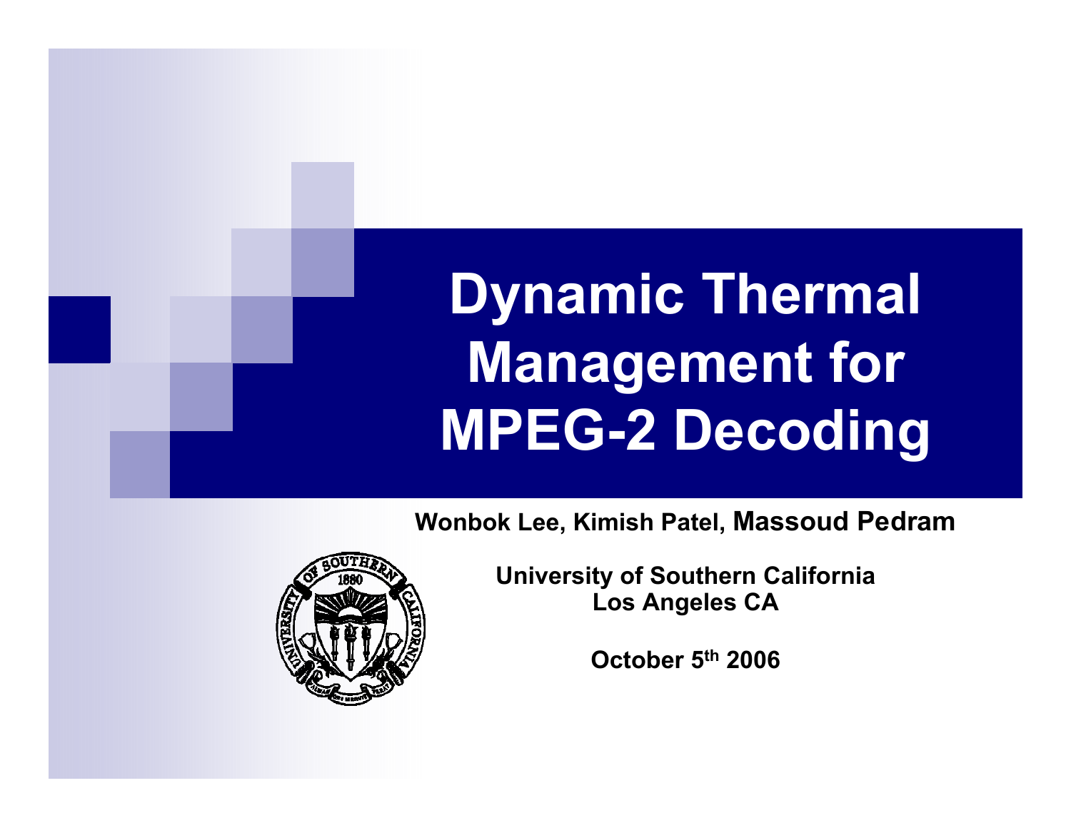# Dynamic Thermal Management for MPEG-2 Decoding

**Wonbok Lee, Kimish Patel, Massoud Pedram**

**University of Southern California**
**Los Angeles CA**

**October 5th 2006**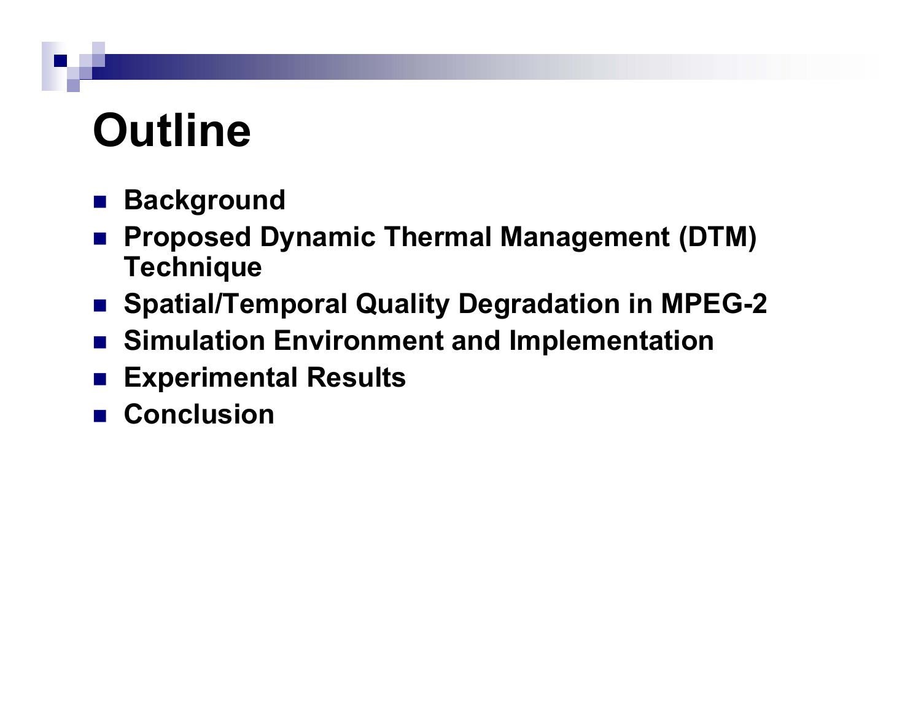# Outline

- **Background**
- **Proposed Dynamic Thermal Management (DTM) Technique**
- **Spatial/Temporal Quality Degradation in MPEG-2**
- **Simulation Environment and Implementation**
- **Experimental Results**
- **Conclusion**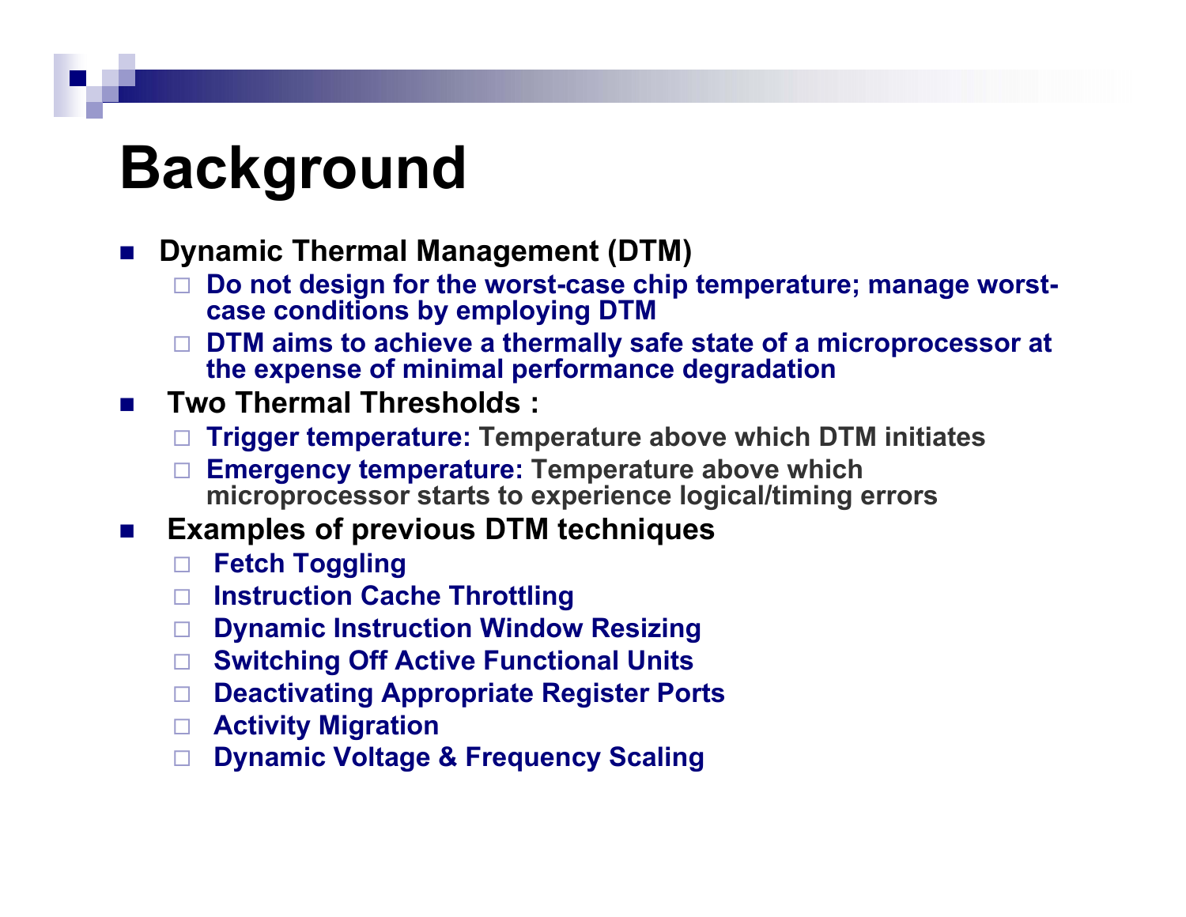# Background

- **Dynamic Thermal Management (DTM)**
  - **Do not design for the worst-case chip temperature; manage worst-case conditions by employing DTM**
  - **DTM aims to achieve a thermally safe state of a microprocessor at the expense of minimal performance degradation**
- **Two Thermal Thresholds :**
  - **Trigger temperature:** Temperature above which DTM initiates
  - **Emergency temperature:** Temperature above which microprocessor starts to experience logical/timing errors
- **Examples of previous DTM techniques**
  - **Fetch Toggling**
  - **Instruction Cache Throttling**
  - **Dynamic Instruction Window Resizing**
  - **Switching Off Active Functional Units**
  - **Deactivating Appropriate Register Ports**
  - **Activity Migration**
  - **Dynamic Voltage & Frequency Scaling**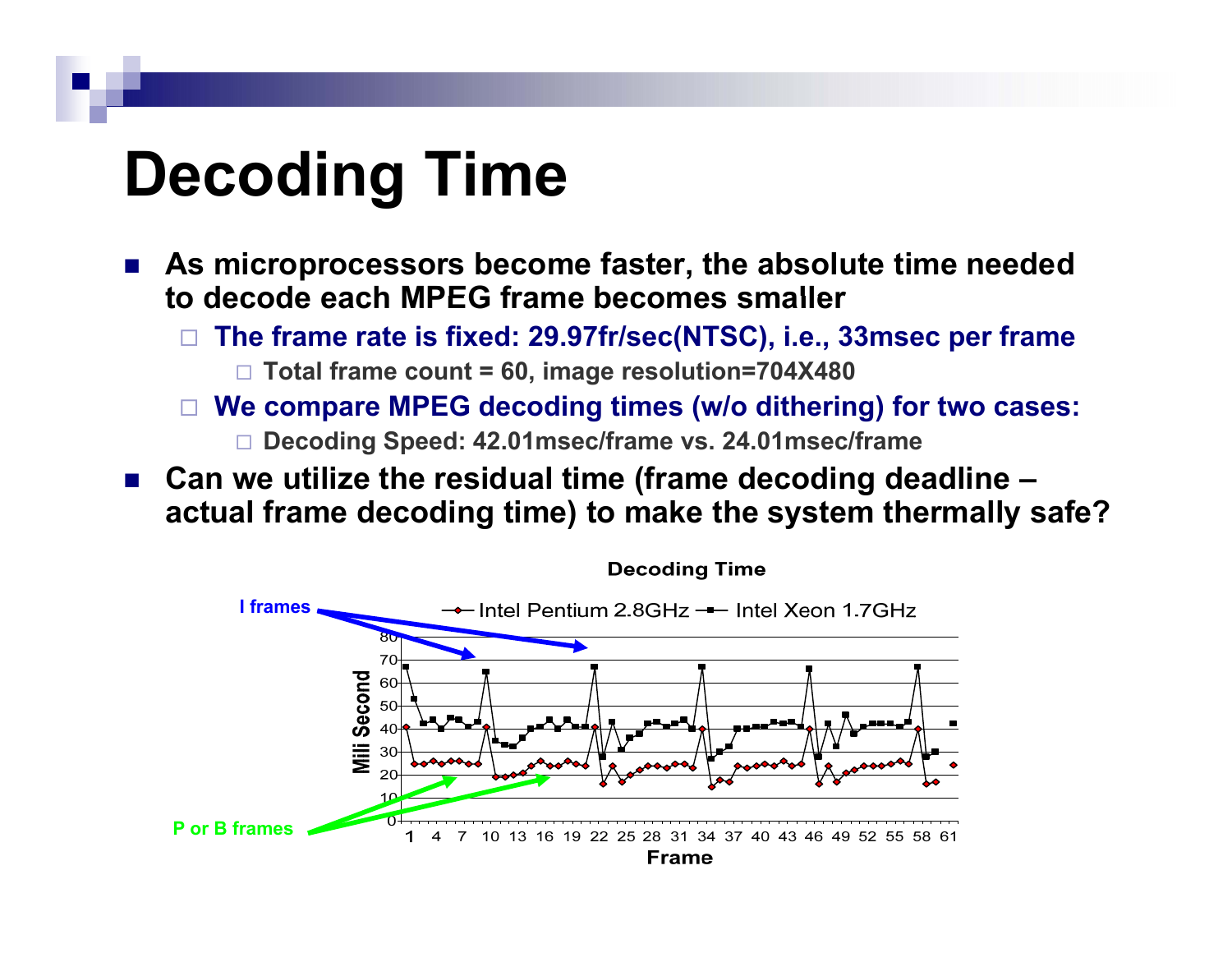# Decoding Time

- **As microprocessors become faster, the absolute time needed to decode each MPEG frame becomes smaller**
  - **The frame rate is fixed: 29.97fr/sec(NTSC), i.e., 33msec per frame**
    - **Total frame count = 60, image resolution=704X480**
  - **We compare MPEG decoding times (w/o dithering) for two cases:**
    - **Decoding Speed: 42.01msec/frame vs. 24.01msec/frame**
- **Can we utilize the residual time (frame decoding deadline – actual frame decoding time) to make the system thermally safe?**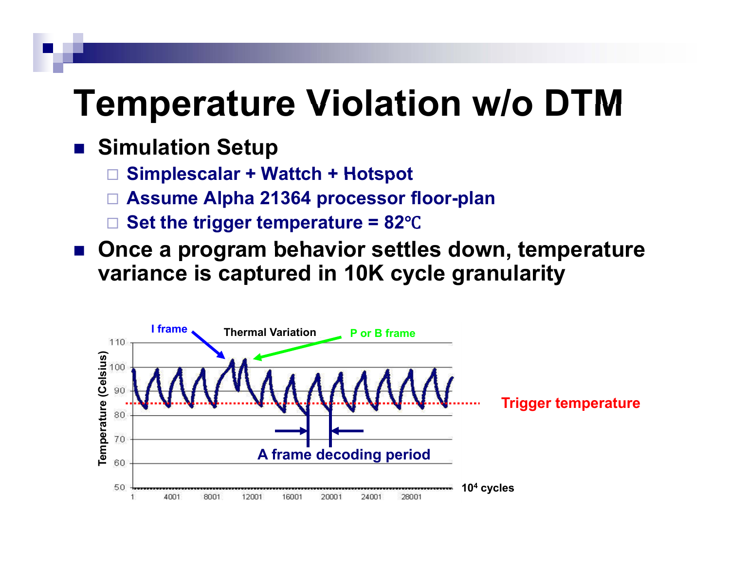# Temperature Violation w/o DTM

- **Simulation Setup**
  - Simplescalar + Wattch + Hotspot
  - Assume Alpha 21364 processor floor-plan
  - Set the trigger temperature = 82℃
- **Once a program behavior settles down, temperature variance is captured in 10K cycle granularity**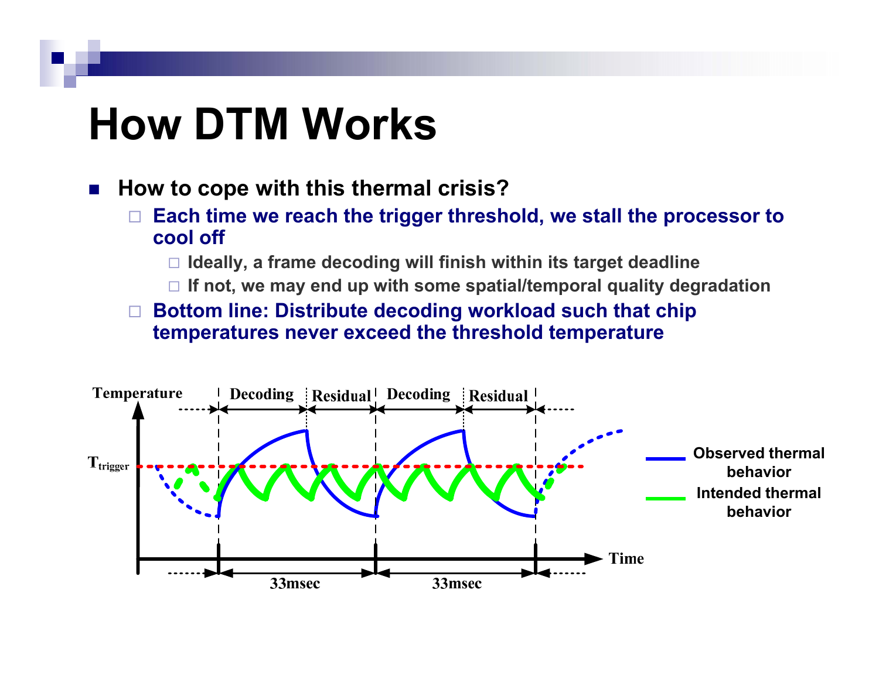# How DTM Works

- **How to cope with this thermal crisis?**
  - **Each time we reach the trigger threshold, we stall the processor to cool off**
    - **Ideally, a frame decoding will finish within its target deadline**
    - **If not, we may end up with some spatial/temporal quality degradation**
  - **Bottom line: Distribute decoding workload such that chip temperatures never exceed the threshold temperature**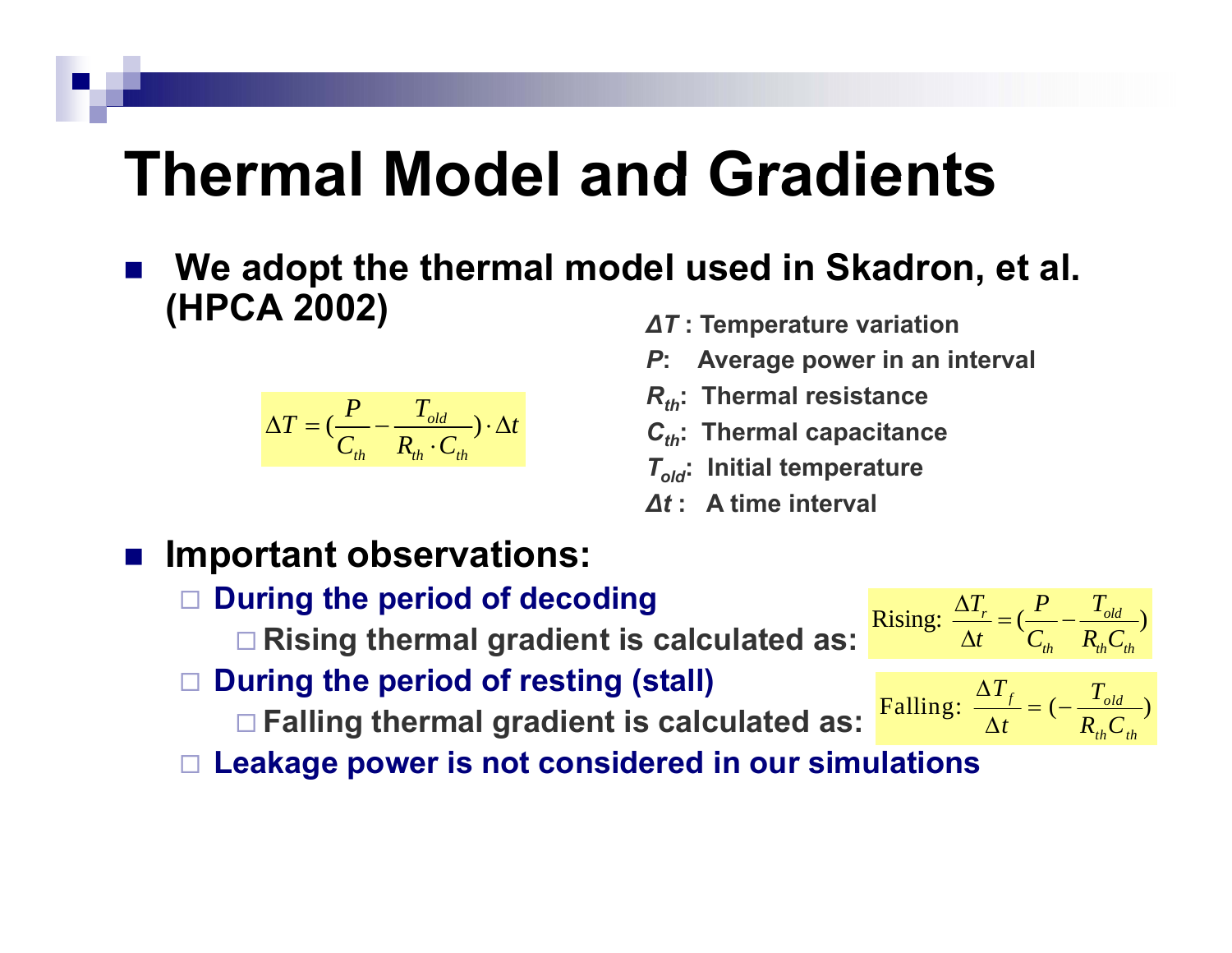# Thermal Model and Gradients

- **We adopt the thermal model used in Skadron, et al. (HPCA 2002)**

$$\Delta T = \left(\frac{P}{C_{th}} - \frac{T_{old}}{R_{th} \cdot C_{th}}\right) \cdot \Delta t$$

- **$\Delta T$ : Temperature variation**
- **$P$: Average power in an interval**
- **$R_{th}$: Thermal resistance**
- **$C_{th}$: Thermal capacitance**
- **$T_{old}$: Initial temperature**
- **$\Delta t$ : A time interval**

- **Important observations:**
  - **During the period of decoding**
    - **Rising thermal gradient is calculated as:**

$$\text{Rising: } \frac{\Delta T_r}{\Delta t} = \left(\frac{P}{C_{th}} - \frac{T_{old}}{R_{th} C_{th}}\right)$$

  - **During the period of resting (stall)**
    - **Falling thermal gradient is calculated as:**

$$\text{Falling: } \frac{\Delta T_f}{\Delta t} = \left(-\frac{T_{old}}{R_{th} C_{th}}\right)$$

  - **Leakage power is not considered in our simulations**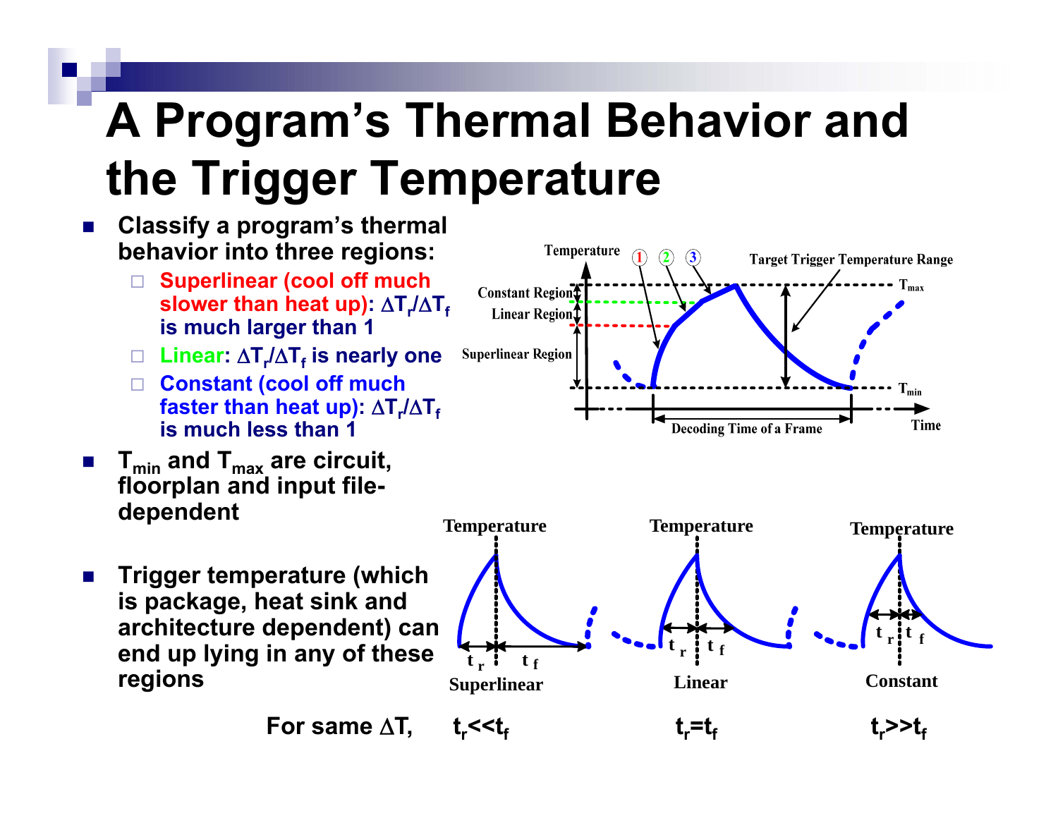# A Program's Thermal Behavior and the Trigger Temperature

- Classify a program's thermal behavior into three regions:
  - Superlinear (cool off much slower than heat up): $\Delta T_r/\Delta T_f$ is much larger than 1
  - Linear: $\Delta T_r/\Delta T_f$ is nearly one
  - Constant (cool off much faster than heat up): $\Delta T_r/\Delta T_f$ is much less than 1
- $T_{min}$ and $T_{max}$ are circuit, floorplan and input file-dependent
- Trigger temperature (which is package, heat sink and architecture dependent) can end up lying in any of these regions

For same $\Delta T$, $t_r << t_f$ (Superlinear), $t_r = t_f$ (Linear), $t_r >> t_f$ (Constant)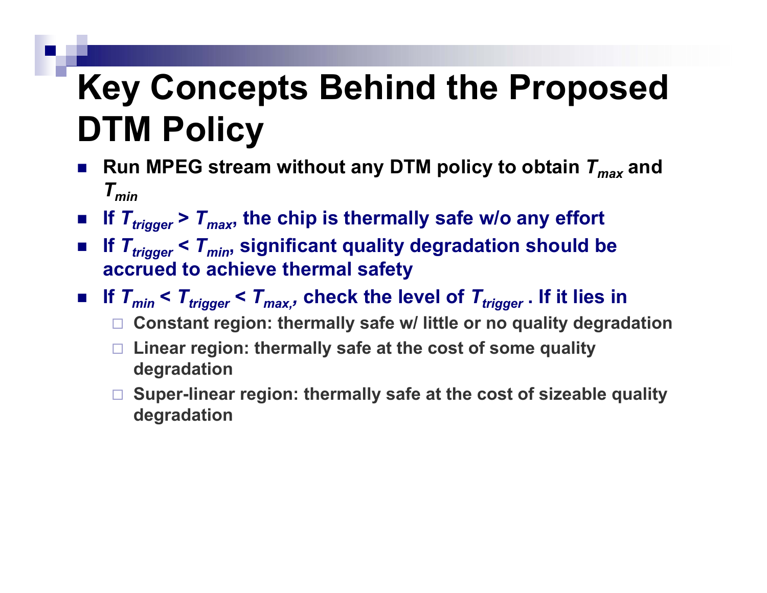# Key Concepts Behind the Proposed DTM Policy

- Run MPEG stream without any DTM policy to obtain $T_{max}$ and $T_{min}$
- If $T_{trigger} > T_{max}$, the chip is thermally safe w/o any effort
- If $T_{trigger} < T_{min}$, significant quality degradation should be accrued to achieve thermal safety
- If $T_{min} < T_{trigger} < T_{max}$, check the level of $T_{trigger}$ . If it lies in
  - Constant region: thermally safe w/ little or no quality degradation
  - Linear region: thermally safe at the cost of some quality degradation
  - Super-linear region: thermally safe at the cost of sizeable quality degradation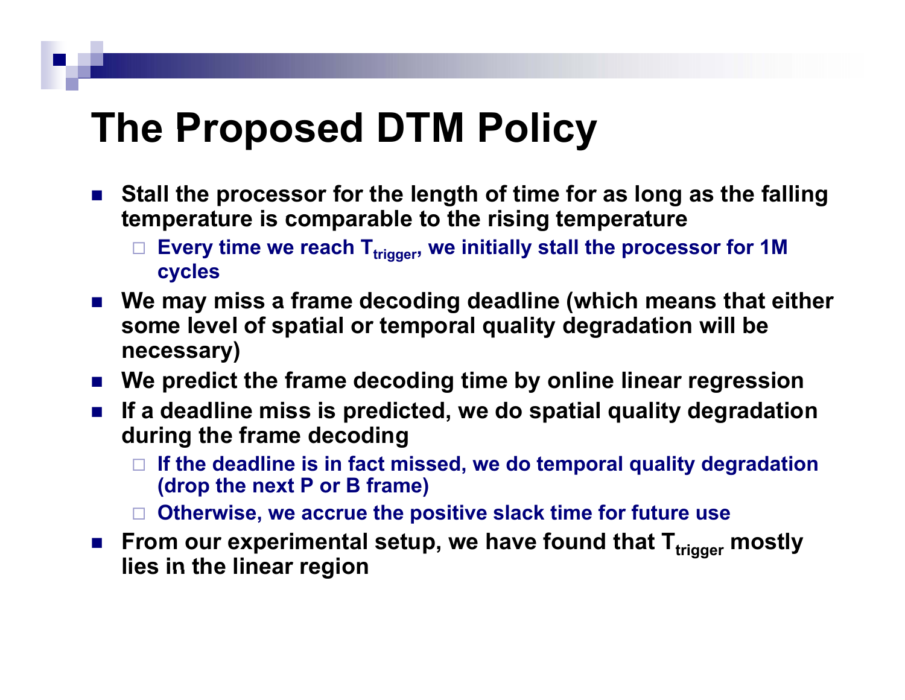# The Proposed DTM Policy

- Stall the processor for the length of time for as long as the falling temperature is comparable to the rising temperature
  - Every time we reach $T_{trigger}$, we initially stall the processor for 1M cycles
- We may miss a frame decoding deadline (which means that either some level of spatial or temporal quality degradation will be necessary)
- We predict the frame decoding time by online linear regression
- If a deadline miss is predicted, we do spatial quality degradation during the frame decoding
  - If the deadline is in fact missed, we do temporal quality degradation (drop the next P or B frame)
  - Otherwise, we accrue the positive slack time for future use
- From our experimental setup, we have found that $T_{trigger}$ mostly lies in the linear region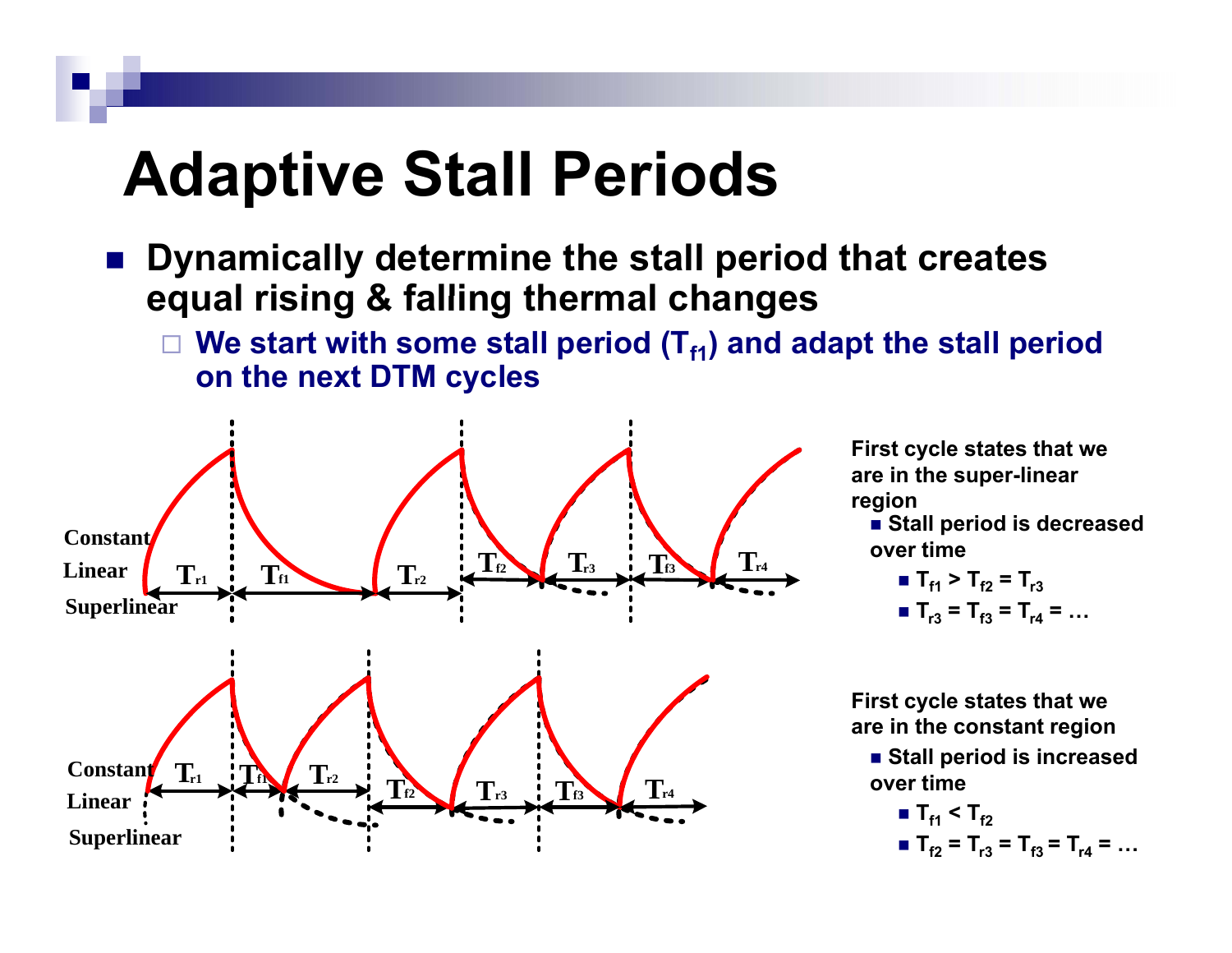# Adaptive Stall Periods

- Dynamically determine the stall period that creates equal rising & falling thermal changes
  - We start with some stall period ($T_{f1}$) and adapt the stall period on the next DTM cycles

First cycle states that we are in the super-linear region

- Stall period is decreased over time
  - $T_{f1} > T_{f2} = T_{r3}$
  - $T_{r3} = T_{f3} = T_{r4} = \ldots$

First cycle states that we are in the constant region

- Stall period is increased over time
  - $T_{f1} < T_{f2}$
  - $T_{f2} = T_{r3} = T_{f3} = T_{r4} = \ldots$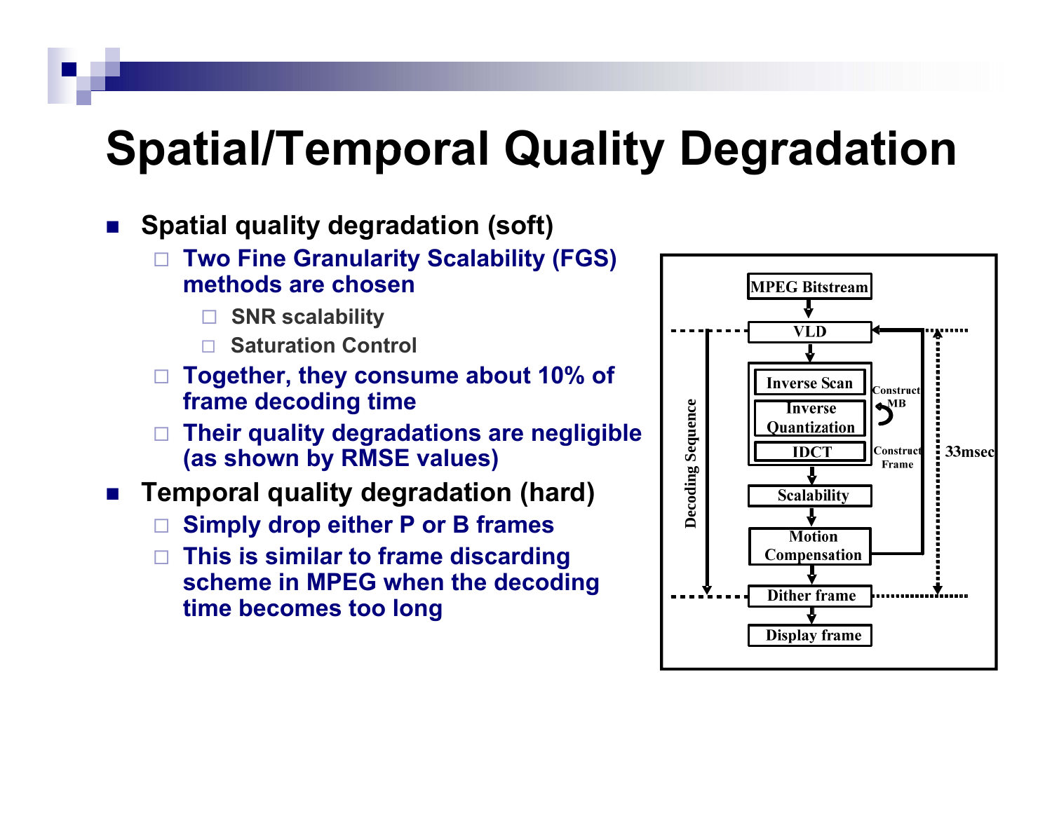# Spatial/Temporal Quality Degradation

- **Spatial quality degradation (soft)**
  - **Two Fine Granularity Scalability (FGS) methods are chosen**
    - **SNR scalability**
    - **Saturation Control**
  - **Together, they consume about 10% of frame decoding time**
  - **Their quality degradations are negligible (as shown by RMSE values)**
- **Temporal quality degradation (hard)**
  - **Simply drop either P or B frames**
  - **This is similar to frame discarding scheme in MPEG when the decoding time becomes too long**

MPEG Bitstream → VLD → Inverse Scan → Inverse Quantization → IDCT → Scalability → Motion Compensation → Dither frame → Display frame

Construct MB

Construct Frame

Decoding Sequence

33msec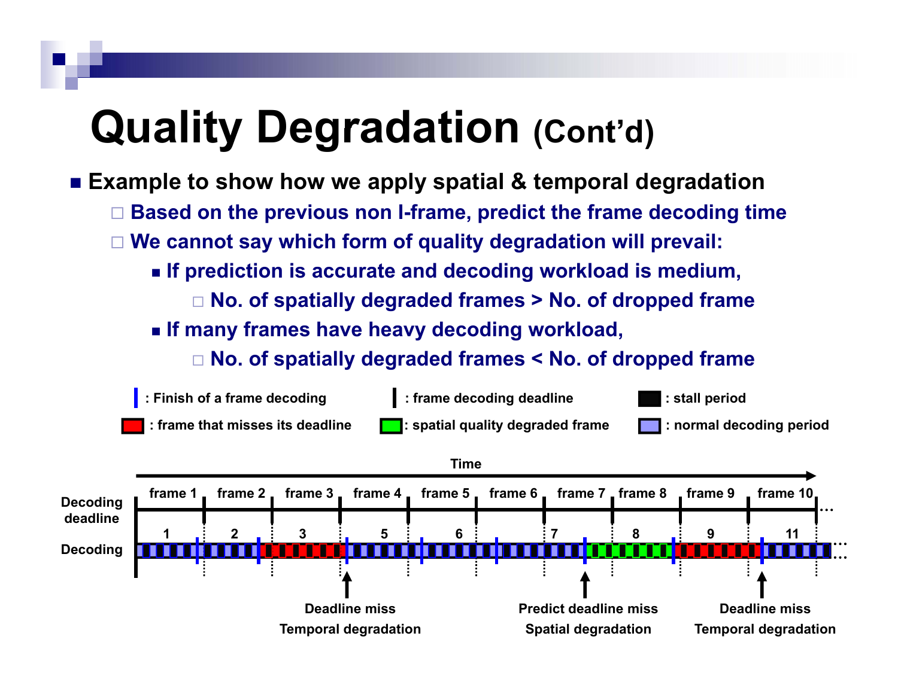# Quality Degradation (Cont'd)

- **Example to show how we apply spatial & temporal degradation**
  - Based on the previous non I-frame, predict the frame decoding time
  - We cannot say which form of quality degradation will prevail:
    - If prediction is accurate and decoding workload is medium,
      - No. of spatially degraded frames > No. of dropped frame
    - If many frames have heavy decoding workload,
      - No. of spatially degraded frames < No. of dropped frame

: Finish of a frame decoding | : frame decoding deadline | : stall period

: frame that misses its deadline | : spatial quality degraded frame | : normal decoding period

Time

Decoding deadline: frame 1, frame 2, frame 3, frame 4, frame 5, frame 6, frame 7, frame 8, frame 9, frame 10 …

Decoding: 1, 2, 3, 5, 6, 7, 8, 9, 11 …

Deadline miss
Temporal degradation

Predict deadline miss
Spatial degradation

Deadline miss
Temporal degradation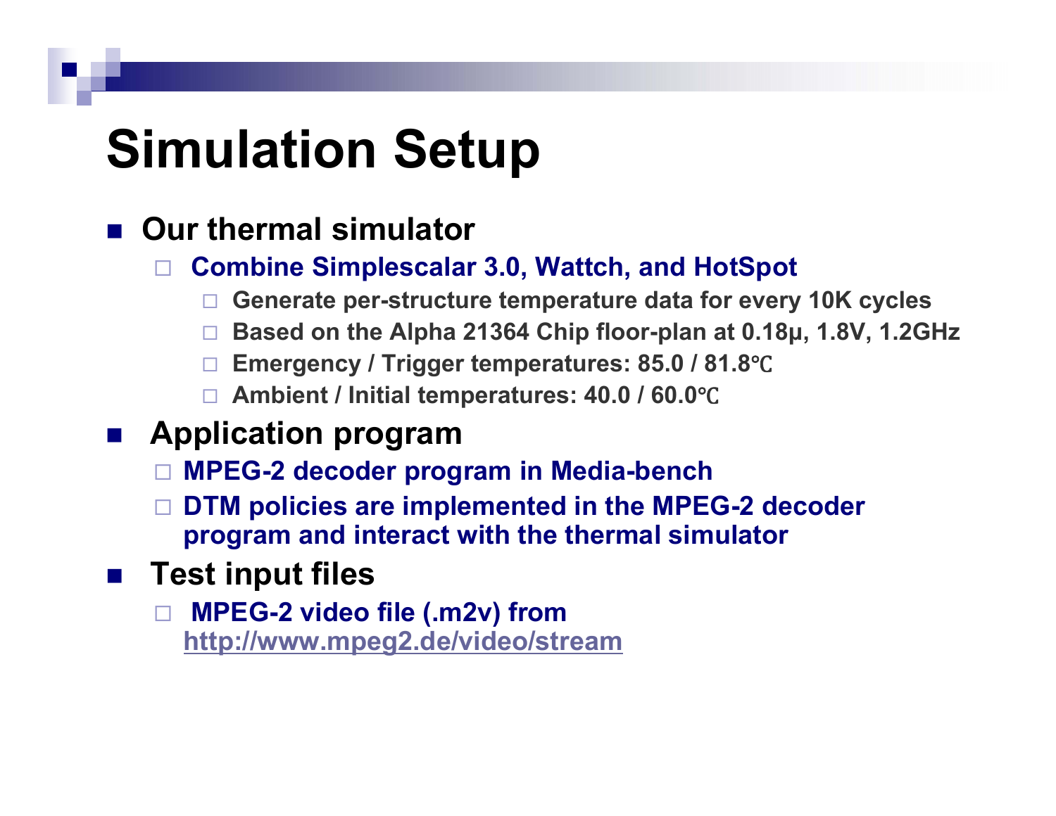# Simulation Setup

- **Our thermal simulator**
  - **Combine Simplescalar 3.0, Wattch, and HotSpot**
    - **Generate per-structure temperature data for every 10K cycles**
    - **Based on the Alpha 21364 Chip floor-plan at 0.18μ, 1.8V, 1.2GHz**
    - **Emergency / Trigger temperatures: 85.0 / 81.8℃**
    - **Ambient / Initial temperatures: 40.0 / 60.0℃**
- **Application program**
  - **MPEG-2 decoder program in Media-bench**
  - **DTM policies are implemented in the MPEG-2 decoder program and interact with the thermal simulator**
- **Test input files**
  - **MPEG-2 video file (.m2v) from http://www.mpeg2.de/video/stream**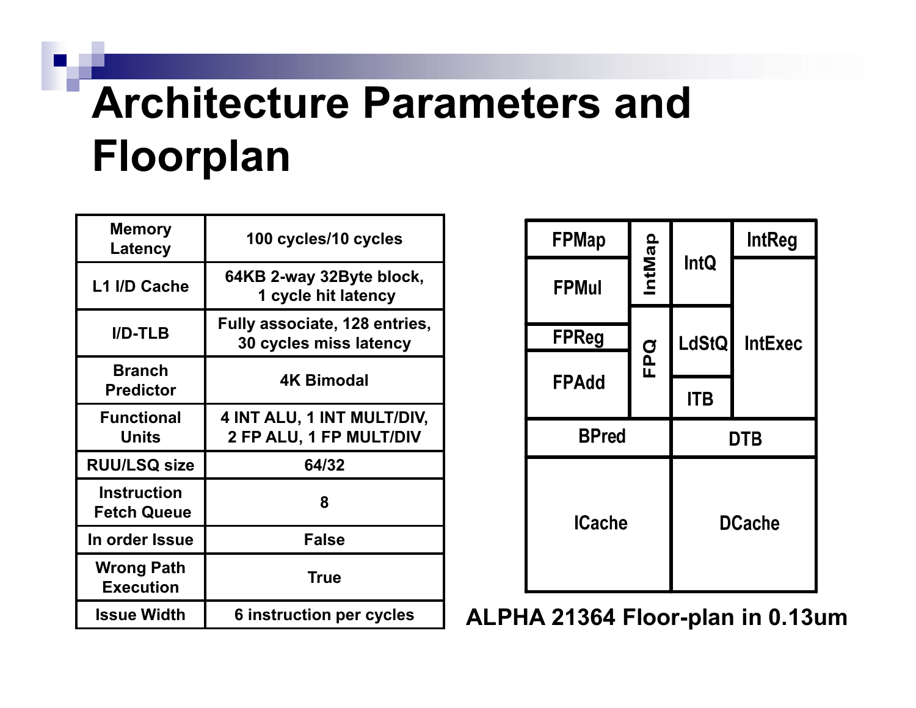# Architecture Parameters and Floorplan

| | |
|---|---|
| Memory Latency | 100 cycles/10 cycles |
| L1 I/D Cache | 64KB 2-way 32Byte block, 1 cycle hit latency |
| I/D-TLB | Fully associate, 128 entries, 30 cycles miss latency |
| Branch Predictor | 4K Bimodal |
| Functional Units | 4 INT ALU, 1 INT MULT/DIV, 2 FP ALU, 1 FP MULT/DIV |
| RUU/LSQ size | 64/32 |
| Instruction Fetch Queue | 8 |
| In order Issue | False |
| Wrong Path Execution | True |
| Issue Width | 6 instruction per cycles |

| | | | |
|---|---|---|---|
| FPMap | IntMap | IntQ | IntReg |
| FPMul | | | IntExec |
| FPReg | FPQ | LdStQ | |
| FPAdd | | ITB | |
| BPred | | DTB | |
| ICache | | DCache | |

ALPHA 21364 Floor-plan in 0.13um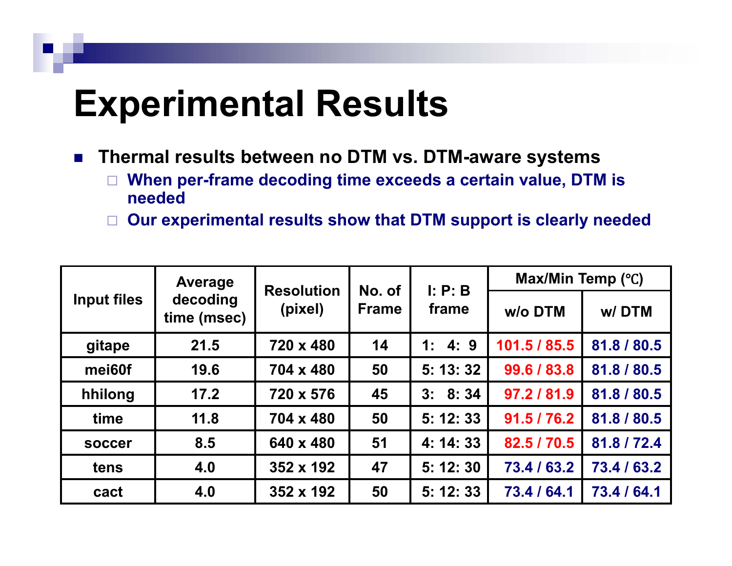# Experimental Results

- Thermal results between no DTM vs. DTM-aware systems
  - When per-frame decoding time exceeds a certain value, DTM is needed
  - Our experimental results show that DTM support is clearly needed

| Input files | Average decoding time (msec) | Resolution (pixel) | No. of Frame | I: P: B frame | Max/Min Temp (℃) | |
|---|---|---|---|---|---|---|
| | | | | | w/o DTM | w/ DTM |
| gitape | 21.5 | 720 x 480 | 14 | 1: 4: 9 | 101.5 / 85.5 | 81.8 / 80.5 |
| mei60f | 19.6 | 704 x 480 | 50 | 5: 13: 32 | 99.6 / 83.8 | 81.8 / 80.5 |
| hhilong | 17.2 | 720 x 576 | 45 | 3: 8: 34 | 97.2 / 81.9 | 81.8 / 80.5 |
| time | 11.8 | 704 x 480 | 50 | 5: 12: 33 | 91.5 / 76.2 | 81.8 / 80.5 |
| soccer | 8.5 | 640 x 480 | 51 | 4: 14: 33 | 82.5 / 70.5 | 81.8 / 72.4 |
| tens | 4.0 | 352 x 192 | 47 | 5: 12: 30 | 73.4 / 63.2 | 73.4 / 63.2 |
| cact | 4.0 | 352 x 192 | 50 | 5: 12: 33 | 73.4 / 64.1 | 73.4 / 64.1 |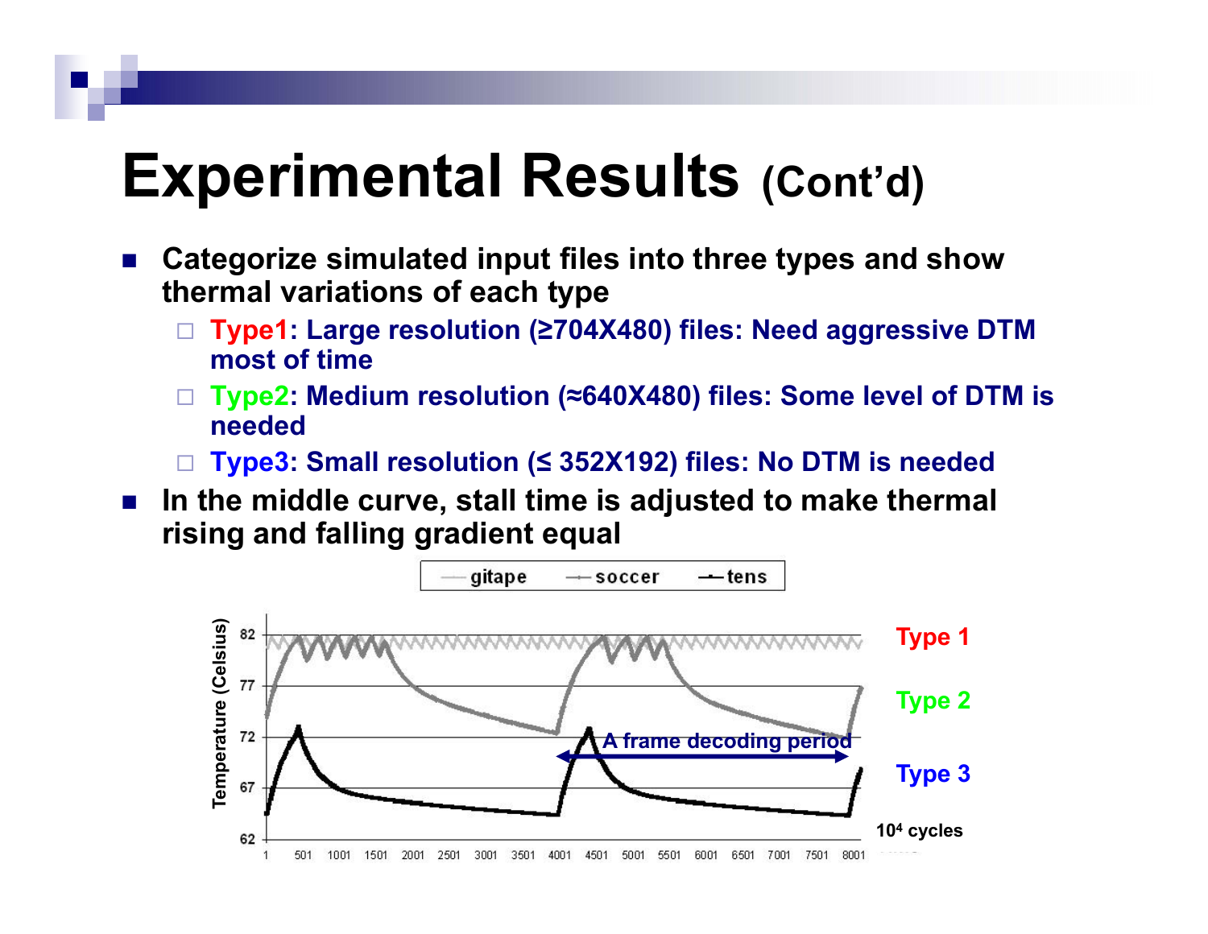# Experimental Results (Cont'd)

- Categorize simulated input files into three types and show thermal variations of each type
  - Type1: Large resolution (≥704X480) files: Need aggressive DTM most of time
  - Type2: Medium resolution (≈640X480) files: Some level of DTM is needed
  - Type3: Small resolution (≤ 352X192) files: No DTM is needed
- In the middle curve, stall time is adjusted to make thermal rising and falling gradient equal

gitape — soccer — tens

Temperature (Celsius)

82, 77, 72, 67, 62

Type 1

Type 2

Type 3

A frame decoding period

1, 501, 1001, 1501, 2001, 2501, 3001, 3501, 4001, 4501, 5001, 5501, 6001, 6501, 7001, 7501, 8001

$10^4$ cycles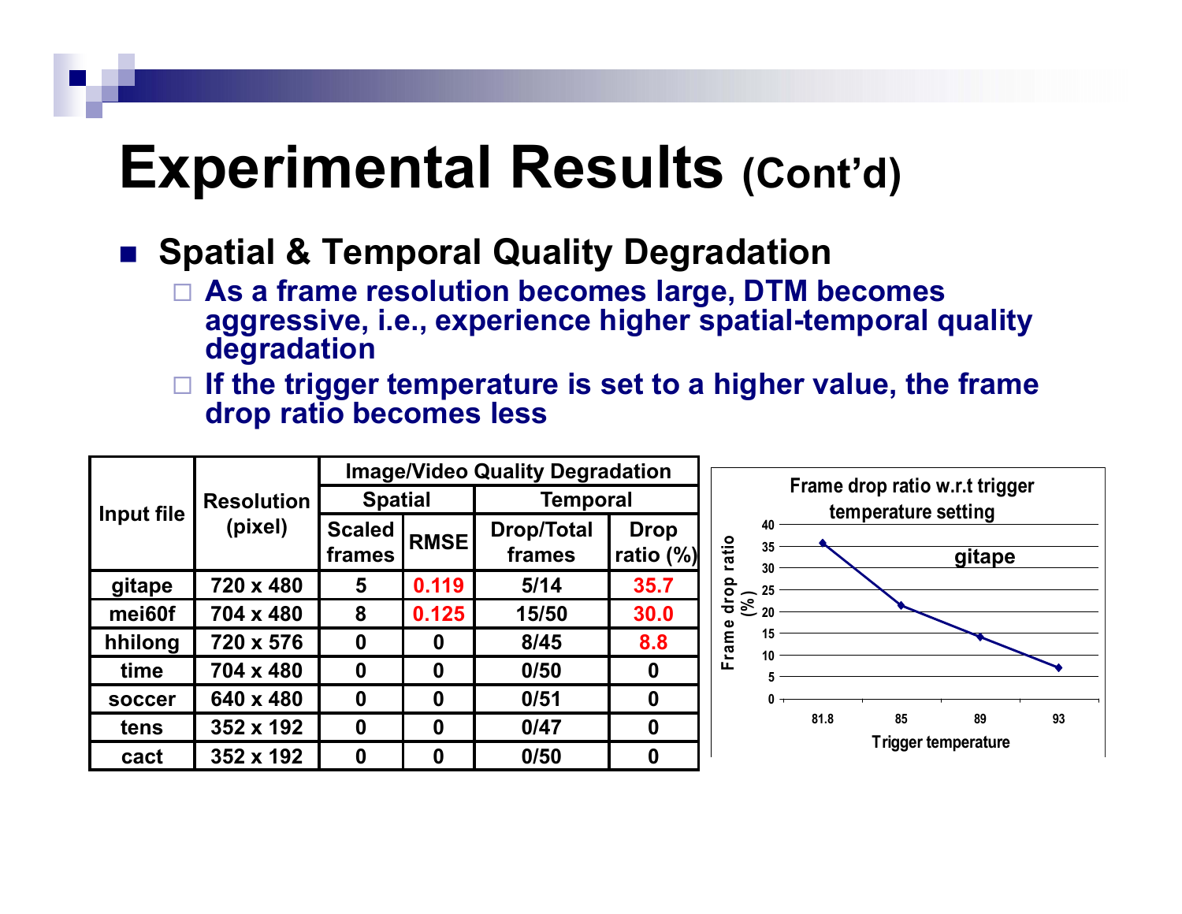# Experimental Results (Cont'd)

- **Spatial & Temporal Quality Degradation**
  - As a frame resolution becomes large, DTM becomes aggressive, i.e., experience higher spatial-temporal quality degradation
  - If the trigger temperature is set to a higher value, the frame drop ratio becomes less

| Input file | Resolution (pixel) | Image/Video Quality Degradation | | | |
|---|---|---|---|---|---|
| | | Spatial | | Temporal | |
| | | Scaled frames | RMSE | Drop/Total frames | Drop ratio (%) |
| gitape | 720 x 480 | 5 | 0.119 | 5/14 | 35.7 |
| mei60f | 704 x 480 | 8 | 0.125 | 15/50 | 30.0 |
| hhilong | 720 x 576 | 0 | 0 | 8/45 | 8.8 |
| time | 704 x 480 | 0 | 0 | 0/50 | 0 |
| soccer | 640 x 480 | 0 | 0 | 0/51 | 0 |
| tens | 352 x 192 | 0 | 0 | 0/47 | 0 |
| cact | 352 x 192 | 0 | 0 | 0/50 | 0 |

**Frame drop ratio w.r.t trigger temperature setting** (gitape)

| Trigger temperature | 81.8 | 85 | 89 | 93 |
|---|---|---|---|---|
| Frame drop ratio (%) | ~35.7 | ~21.5 | ~14 | ~7 |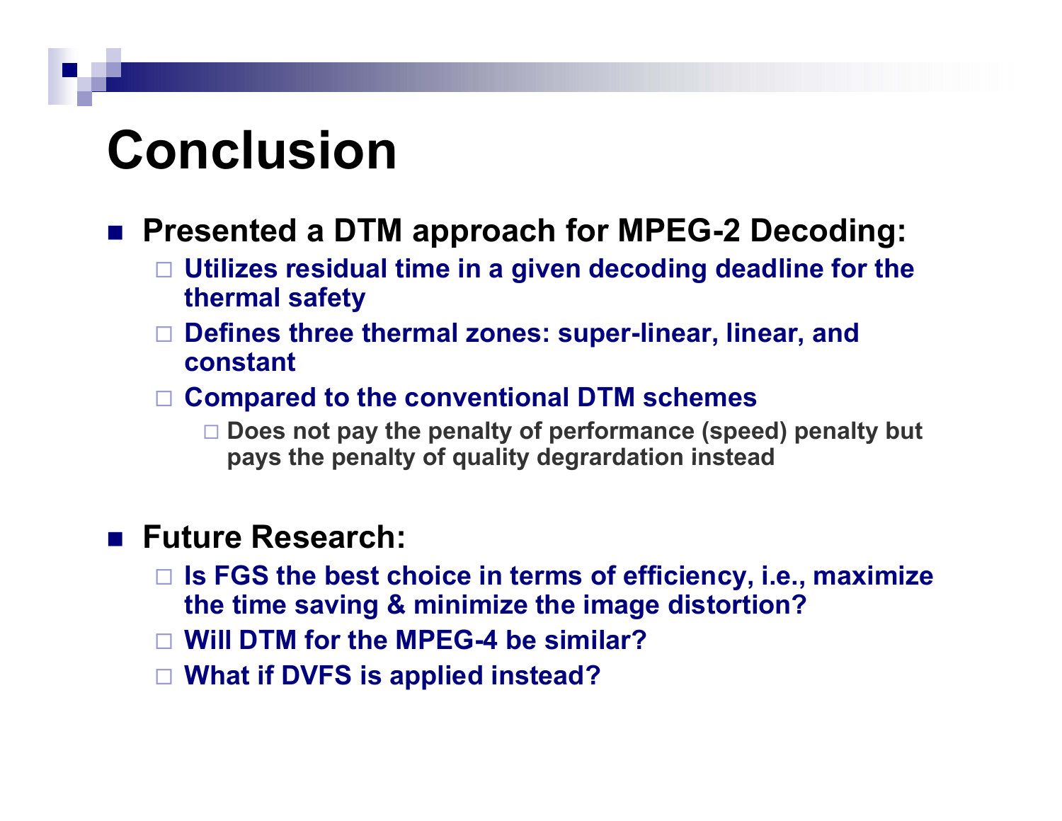# Conclusion

- **Presented a DTM approach for MPEG-2 Decoding:**
  - **Utilizes residual time in a given decoding deadline for the thermal safety**
  - **Defines three thermal zones: super-linear, linear, and constant**
  - **Compared to the conventional DTM schemes**
    - **Does not pay the penalty of performance (speed) penalty but pays the penalty of quality degrardation instead**

- **Future Research:**
  - **Is FGS the best choice in terms of efficiency, i.e., maximize the time saving & minimize the image distortion?**
  - **Will DTM for the MPEG-4 be similar?**
  - **What if DVFS is applied instead?**